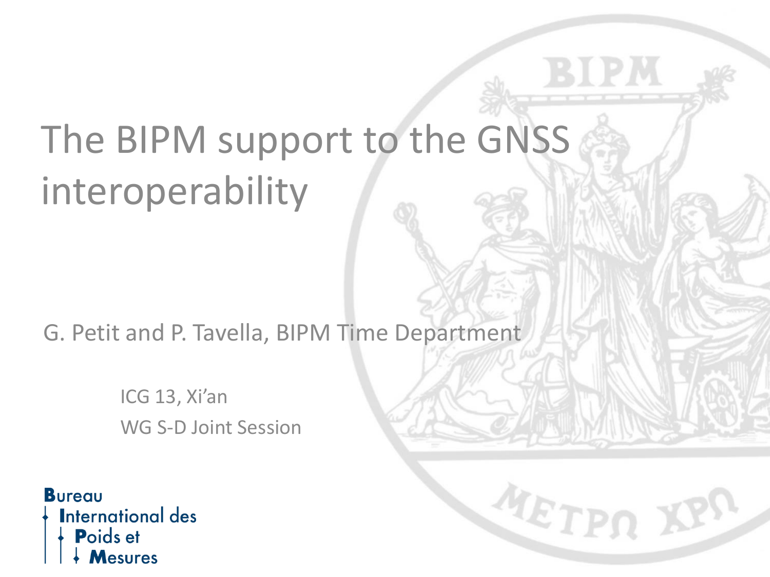# The BIPM support to the GNSS interoperability

G. Petit and P. Tavella, BIPM Time Department

ICG 13, Xi'an

WG S-D Joint Session

Bureau International des Poids et Mesures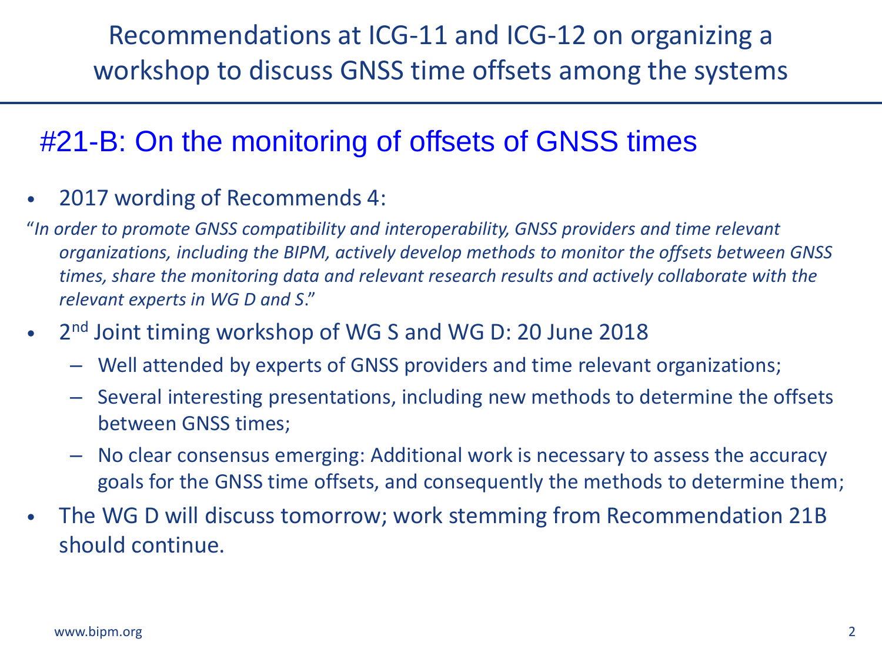# Recommendations at ICG-11 and ICG-12 on organizing a workshop to discuss GNSS time offsets among the systems

## #21-B: On the monitoring of offsets of GNSS times

- 2017 wording of Recommends 4:

"*In order to promote GNSS compatibility and interoperability, GNSS providers and time relevant organizations, including the BIPM, actively develop methods to monitor the offsets between GNSS times, share the monitoring data and relevant research results and actively collaborate with the relevant experts in WG D and S*."

- 2nd Joint timing workshop of WG S and WG D: 20 June 2018
  - Well attended by experts of GNSS providers and time relevant organizations;
  - Several interesting presentations, including new methods to determine the offsets between GNSS times;
  - No clear consensus emerging: Additional work is necessary to assess the accuracy goals for the GNSS time offsets, and consequently the methods to determine them;
- The WG D will discuss tomorrow; work stemming from Recommendation 21B should continue.

www.bipm.org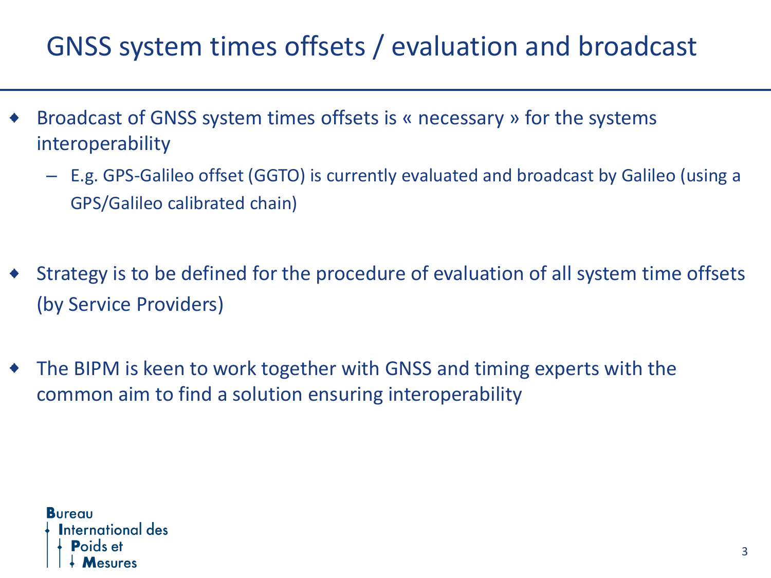# GNSS system times offsets / evaluation and broadcast

- Broadcast of GNSS system times offsets is « necessary » for the systems interoperability
  - E.g. GPS-Galileo offset (GGTO) is currently evaluated and broadcast by Galileo (using a GPS/Galileo calibrated chain)

- Strategy is to be defined for the procedure of evaluation of all system time offsets (by Service Providers)

- The BIPM is keen to work together with GNSS and timing experts with the common aim to find a solution ensuring interoperability

**B**ureau
**I**nternational des
**P**oids et
**M**esures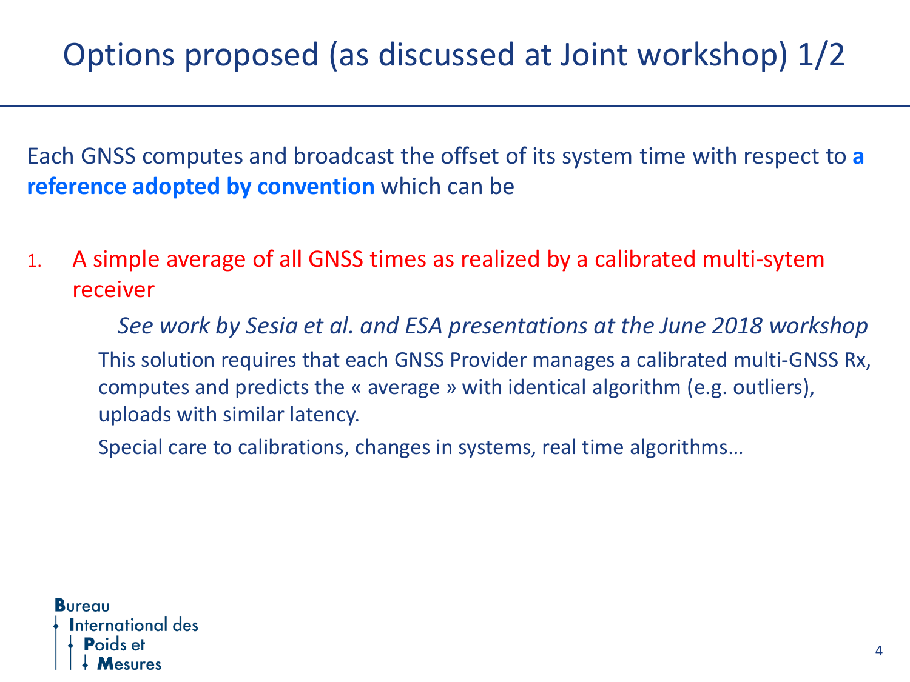# Options proposed (as discussed at Joint workshop) 1/2

Each GNSS computes and broadcast the offset of its system time with respect to **a reference adopted by convention** which can be

1. A simple average of all GNSS times as realized by a calibrated multi-sytem receiver

   *See work by Sesia et al. and ESA presentations at the June 2018 workshop*

   This solution requires that each GNSS Provider manages a calibrated multi-GNSS Rx, computes and predicts the « average » with identical algorithm (e.g. outliers), uploads with similar latency.

   Special care to calibrations, changes in systems, real time algorithms…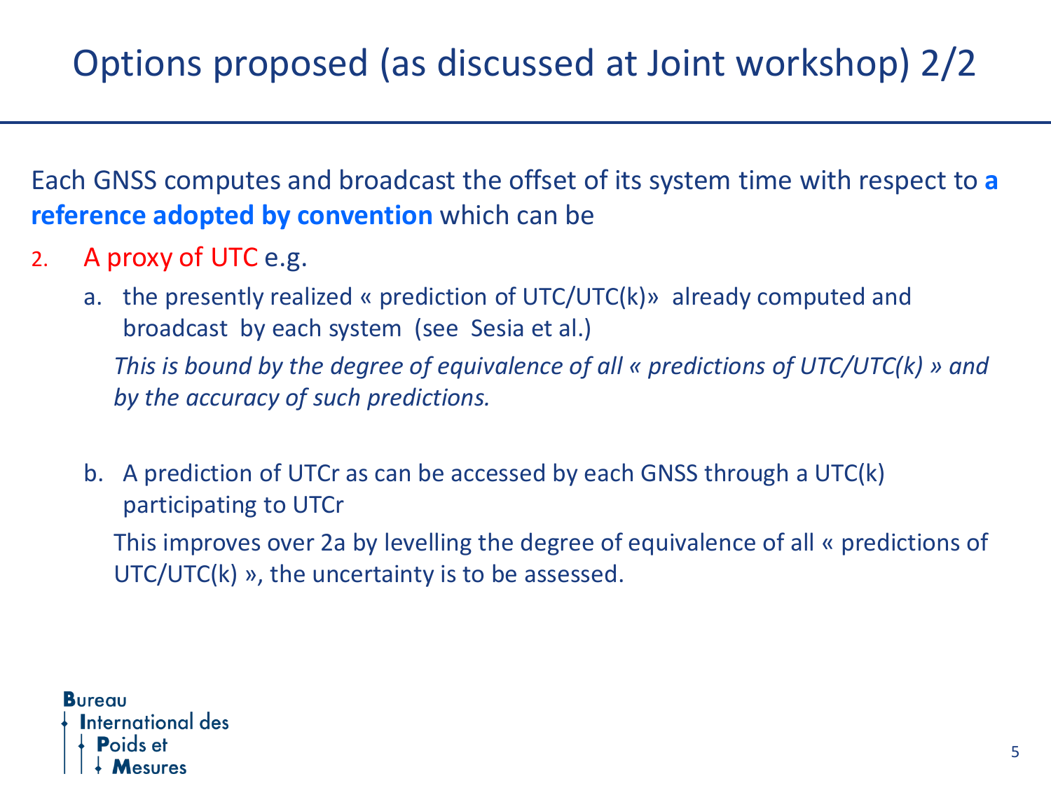# Options proposed (as discussed at Joint workshop) 2/2

Each GNSS computes and broadcast the offset of its system time with respect to **a reference adopted by convention** which can be

2. A proxy of UTC e.g.
   a. the presently realized « prediction of UTC/UTC(k)» already computed and broadcast by each system (see Sesia et al.)

      *This is bound by the degree of equivalence of all « predictions of UTC/UTC(k) » and by the accuracy of such predictions.*

   b. A prediction of UTCr as can be accessed by each GNSS through a UTC(k) participating to UTCr

      This improves over 2a by levelling the degree of equivalence of all « predictions of UTC/UTC(k) », the uncertainty is to be assessed.

Bureau International des Poids et Mesures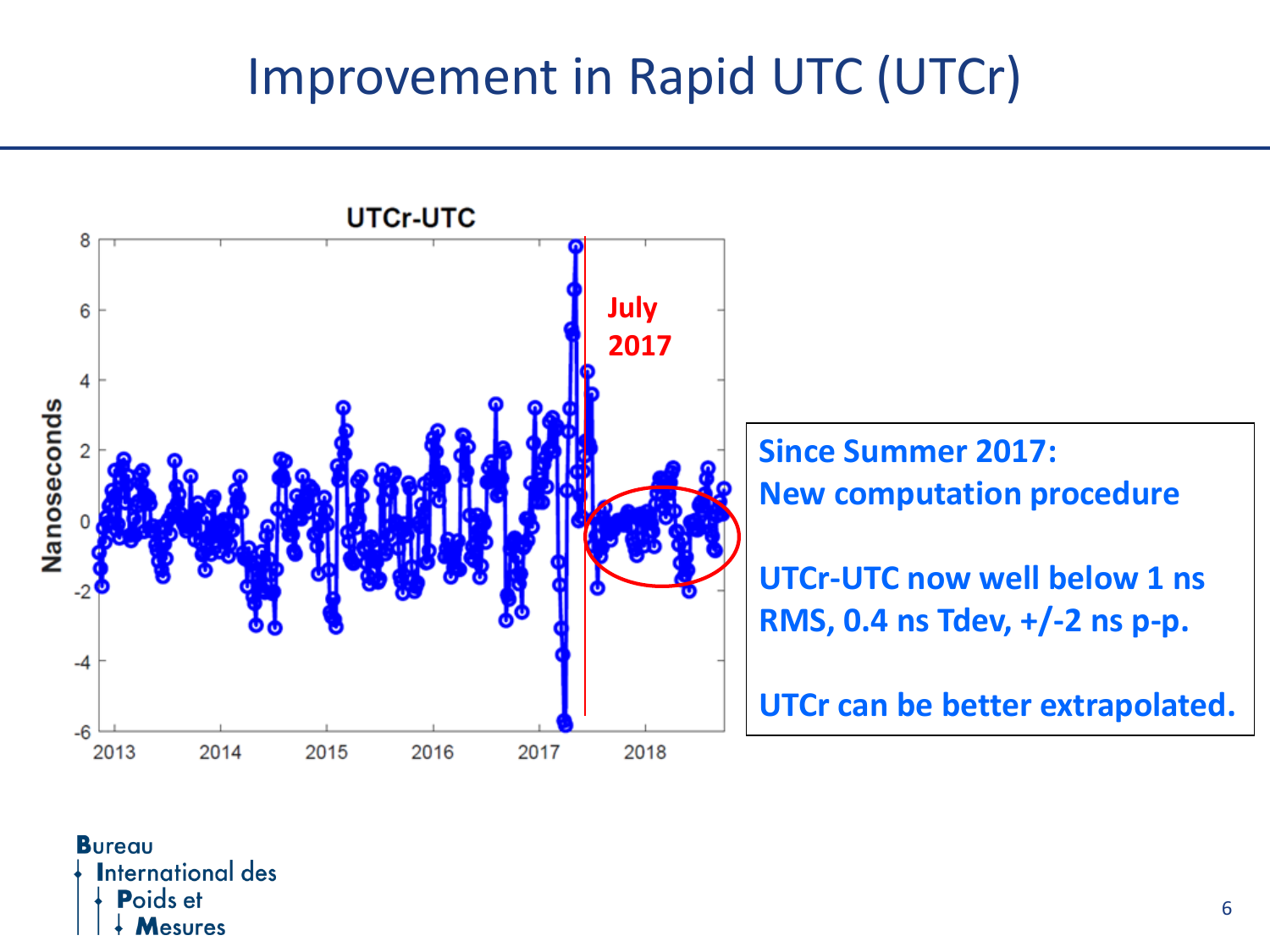# Improvement in Rapid UTC (UTCr)

Since Summer 2017:
New computation procedure

UTCr-UTC now well below 1 ns RMS, 0.4 ns Tdev, +/-2 ns p-p.

UTCr can be better extrapolated.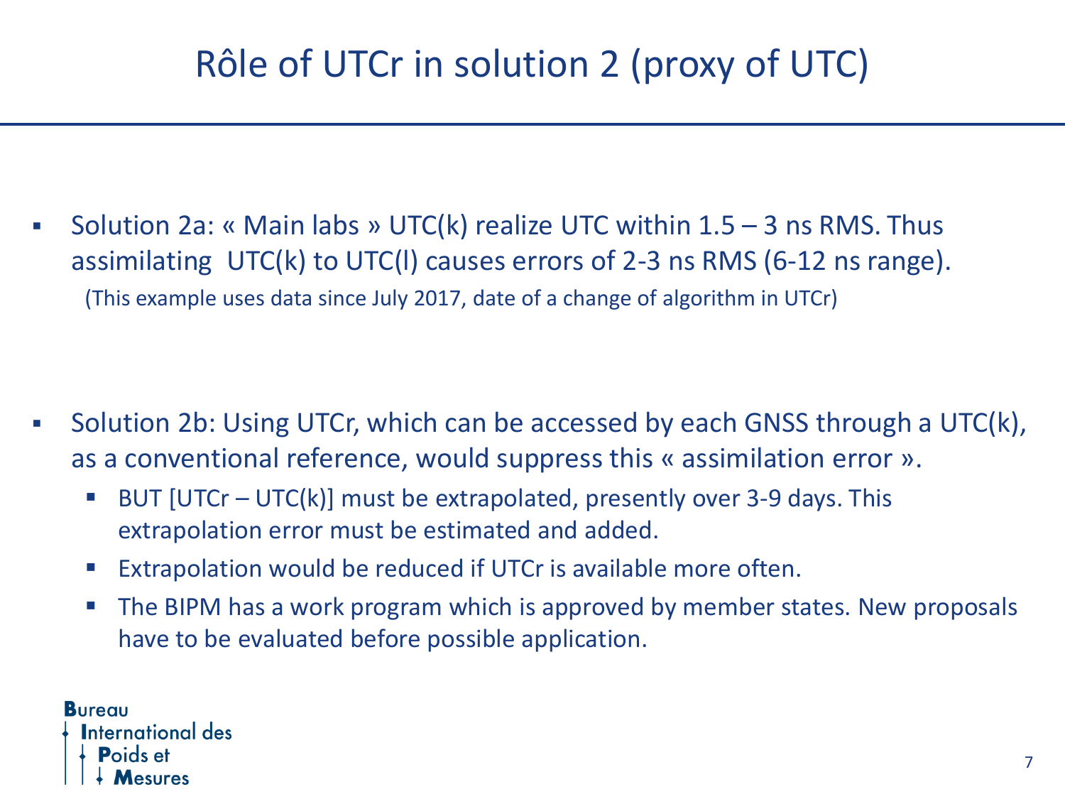# Rôle of UTCr in solution 2 (proxy of UTC)

- Solution 2a: « Main labs » UTC(k) realize UTC within 1.5 – 3 ns RMS. Thus assimilating UTC(k) to UTC(l) causes errors of 2-3 ns RMS (6-12 ns range).
  (This example uses data since July 2017, date of a change of algorithm in UTCr)

- Solution 2b: Using UTCr, which can be accessed by each GNSS through a UTC(k), as a conventional reference, would suppress this « assimilation error ».
  - BUT [UTCr – UTC(k)] must be extrapolated, presently over 3-9 days. This extrapolation error must be estimated and added.
  - Extrapolation would be reduced if UTCr is available more often.
  - The BIPM has a work program which is approved by member states. New proposals have to be evaluated before possible application.

**B**ureau **I**nternational des **P**oids et **M**esures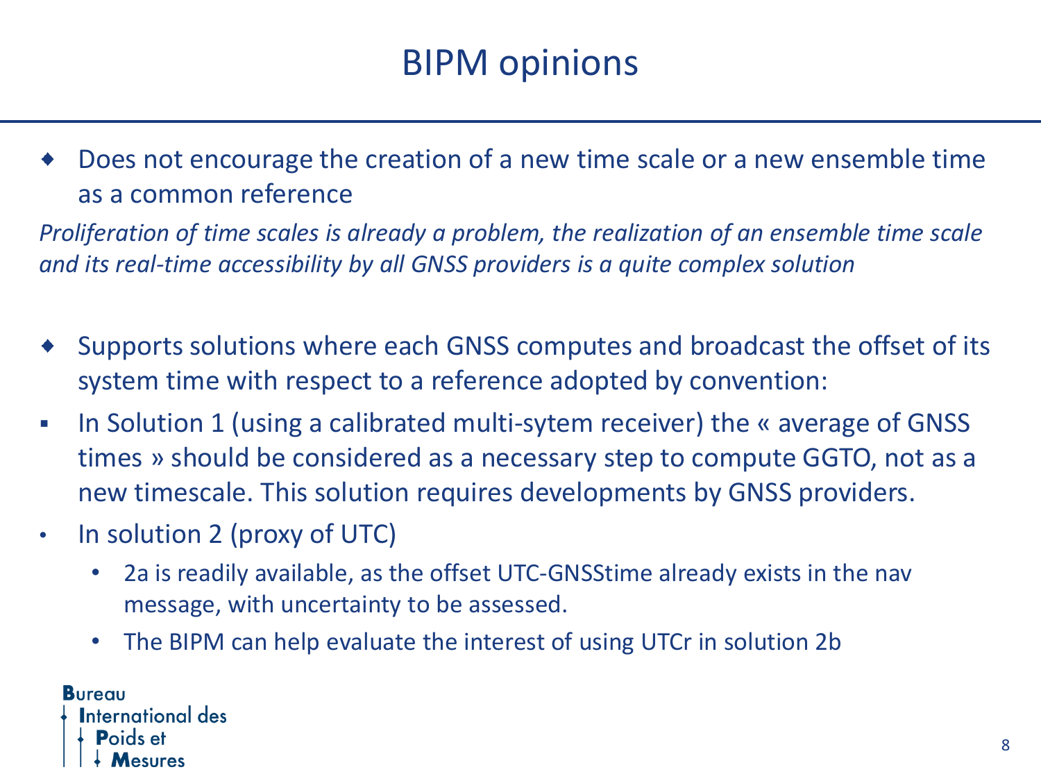# BIPM opinions

- Does not encourage the creation of a new time scale or a new ensemble time as a common reference

*Proliferation of time scales is already a problem, the realization of an ensemble time scale and its real-time accessibility by all GNSS providers is a quite complex solution*

- Supports solutions where each GNSS computes and broadcast the offset of its system time with respect to a reference adopted by convention:
- In Solution 1 (using a calibrated multi-sytem receiver) the « average of GNSS times » should be considered as a necessary step to compute GGTO, not as a new timescale. This solution requires developments by GNSS providers.
- In solution 2 (proxy of UTC)
  - 2a is readily available, as the offset UTC-GNSStime already exists in the nav message, with uncertainty to be assessed.
  - The BIPM can help evaluate the interest of using UTCr in solution 2b

Bureau International des Poids et Mesures